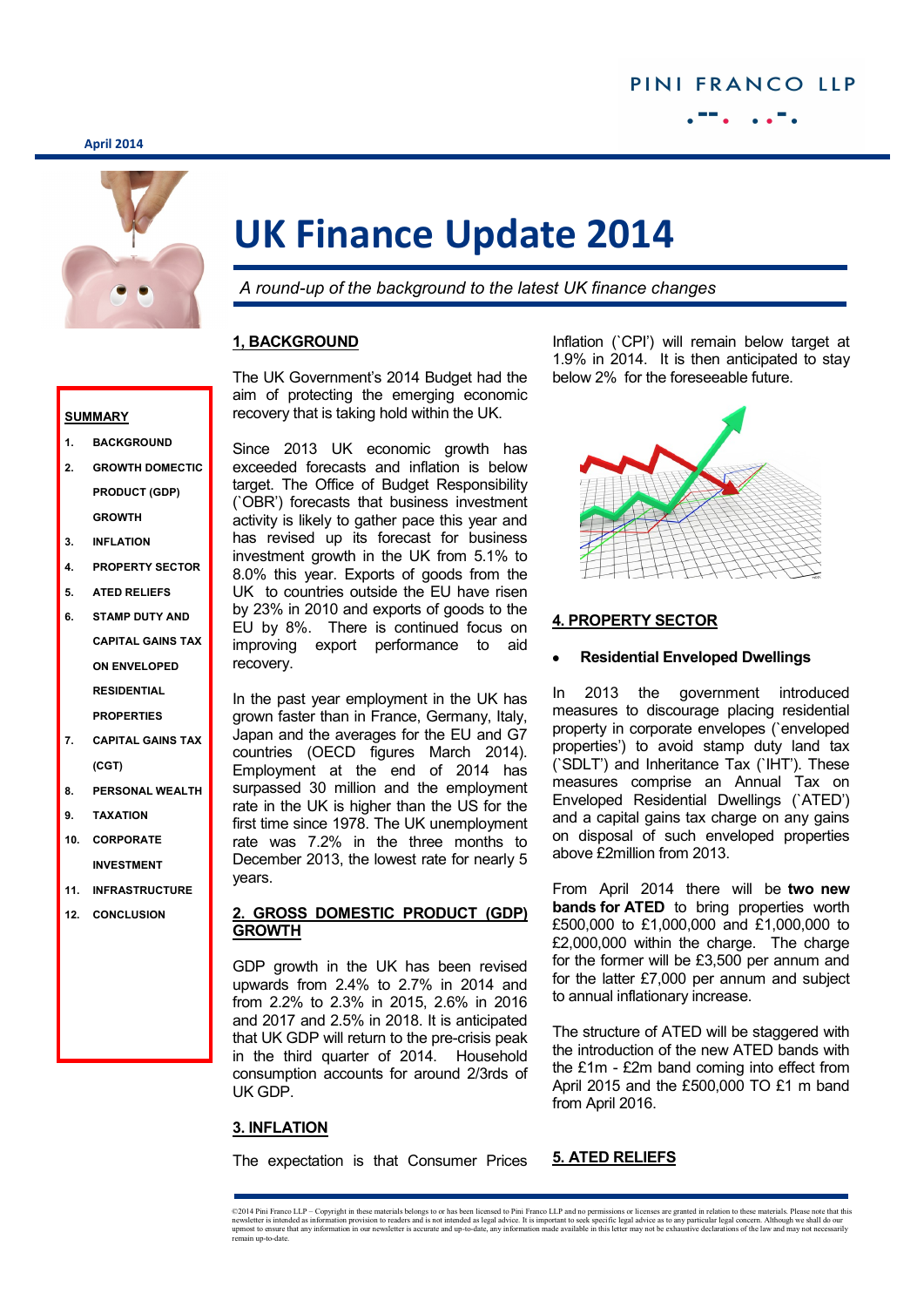PINI FRANCO LLP

April 2014

# UK Finance Update 2014

*A round-up of the background to the latest UK finance changes*

**SUMMARY**

1. BACKGROUND
2. GROWTH DOMECTIC PRODUCT (GDP) GROWTH
3. INFLATION
4. PROPERTY SECTOR
5. ATED RELIEFS
6. STAMP DUTY AND CAPITAL GAINS TAX ON ENVELOPED RESIDENTIAL PROPERTIES
7. CAPITAL GAINS TAX (CGT)
8. PERSONAL WEALTH
9. TAXATION
10. CORPORATE INVESTMENT
11. INFRASTRUCTURE
12. CONCLUSION

## 1, BACKGROUND

The UK Government's 2014 Budget had the aim of protecting the emerging economic recovery that is taking hold within the UK.

Since 2013 UK economic growth has exceeded forecasts and inflation is below target. The Office of Budget Responsibility (`OBR') forecasts that business investment activity is likely to gather pace this year and has revised up its forecast for business investment growth in the UK from 5.1% to 8.0% this year. Exports of goods from the UK to countries outside the EU have risen by 23% in 2010 and exports of goods to the EU by 8%. There is continued focus on improving export performance to aid recovery.

In the past year employment in the UK has grown faster than in France, Germany, Italy, Japan and the averages for the EU and G7 countries (OECD figures March 2014). Employment at the end of 2014 has surpassed 30 million and the employment rate in the UK is higher than the US for the first time since 1978. The UK unemployment rate was 7.2% in the three months to December 2013, the lowest rate for nearly 5 years.

## 2. GROSS DOMESTIC PRODUCT (GDP) GROWTH

GDP growth in the UK has been revised upwards from 2.4% to 2.7% in 2014 and from 2.2% to 2.3% in 2015, 2.6% in 2016 and 2017 and 2.5% in 2018. It is anticipated that UK GDP will return to the pre-crisis peak in the third quarter of 2014. Household consumption accounts for around 2/3rds of UK GDP.

## 3. INFLATION

The expectation is that Consumer Prices Inflation (`CPI') will remain below target at 1.9% in 2014. It is then anticipated to stay below 2% for the foreseeable future.

## 4. PROPERTY SECTOR

- **Residential Enveloped Dwellings**

In 2013 the government introduced measures to discourage placing residential property in corporate envelopes (`enveloped properties') to avoid stamp duty land tax (`SDLT') and Inheritance Tax (`IHT'). These measures comprise an Annual Tax on Enveloped Residential Dwellings (`ATED') and a capital gains tax charge on any gains on disposal of such enveloped properties above £2million from 2013.

From April 2014 there will be **two new bands for ATED** to bring properties worth £500,000 to £1,000,000 and £1,000,000 to £2,000,000 within the charge. The charge for the former will be £3,500 per annum and for the latter £7,000 per annum and subject to annual inflationary increase.

The structure of ATED will be staggered with the introduction of the new ATED bands with the £1m - £2m band coming into effect from April 2015 and the £500,000 TO £1 m band from April 2016.

## 5. ATED RELIEFS

©2014 Pini Franco LLP – Copyright in these materials belongs to or has been licensed to Pini Franco LLP and no permissions or licenses are granted in relation to these materials. Please note that this newsletter is intended as information provision to readers and is not intended as legal advice. It is important to seek specific legal advice as to any particular legal concern. Although we shall do our upmost to ensure that any information in our newsletter is accurate and up-to-date, any information made available in this letter may not be exhaustive declarations of the law and may not necessarily remain up-to-date.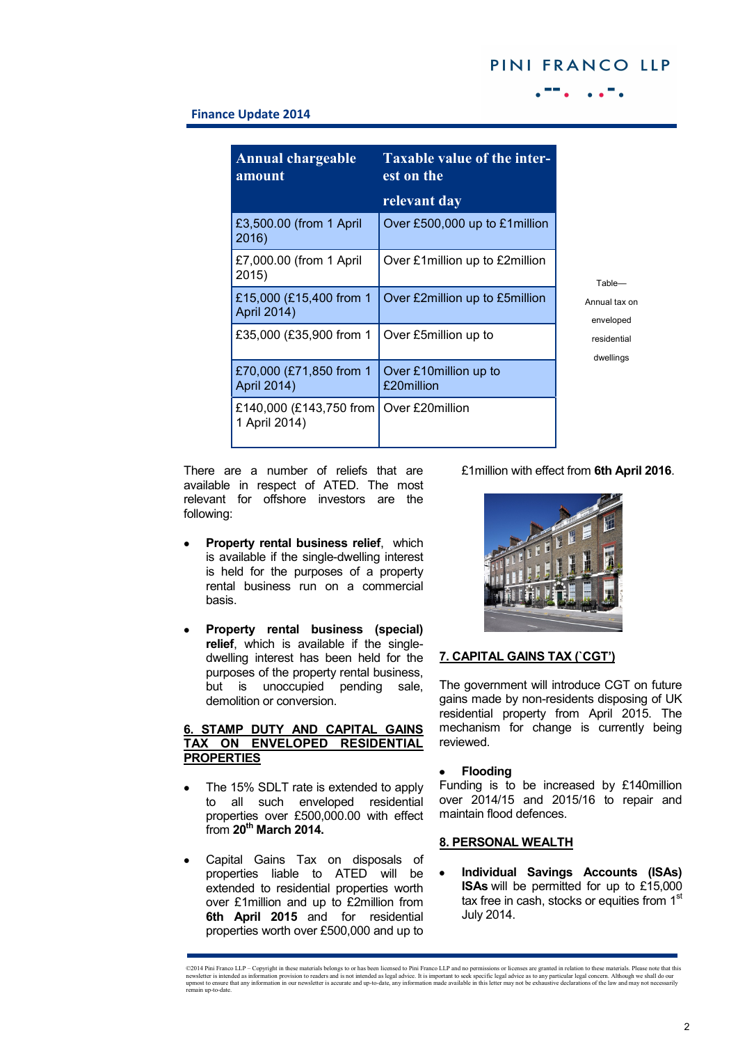| Annual chargeable amount | Taxable value of the interest on the relevant day |
|---|---|
| £3,500.00 (from 1 April 2016) | Over £500,000 up to £1million |
| £7,000.00 (from 1 April 2015) | Over £1million up to £2million |
| £15,000 (£15,400 from 1 April 2014) | Over £2million up to £5million |
| £35,000 (£35,900 from 1 | Over £5million up to |
| £70,000 (£71,850 from 1 April 2014) | Over £10million up to £20million |
| £140,000 (£143,750 from 1 April 2014) | Over £20million |

Table— Annual tax on enveloped residential dwellings

There are a number of reliefs that are available in respect of ATED. The most relevant for offshore investors are the following:

- **Property rental business relief**, which is available if the single-dwelling interest is held for the purposes of a property rental business run on a commercial basis.

- **Property rental business (special) relief**, which is available if the single-dwelling interest has been held for the purposes of the property rental business, but is unoccupied pending sale, demolition or conversion.

## 6. STAMP DUTY AND CAPITAL GAINS TAX ON ENVELOPED RESIDENTIAL PROPERTIES

- The 15% SDLT rate is extended to apply to all such enveloped residential properties over £500,000.00 with effect from **20th March 2014.**

- Capital Gains Tax on disposals of properties liable to ATED will be extended to residential properties worth over £1million and up to £2million from **6th April 2015** and for residential properties worth over £500,000 and up to £1million with effect from **6th April 2016**.

## 7. CAPITAL GAINS TAX (`CGT')

The government will introduce CGT on future gains made by non-residents disposing of UK residential property from April 2015. The mechanism for change is currently being reviewed.

- **Flooding**

Funding is to be increased by £140million over 2014/15 and 2015/16 to repair and maintain flood defences.

## 8. PERSONAL WEALTH

- **Individual Savings Accounts (ISAs) ISAs** will be permitted for up to £15,000 tax free in cash, stocks or equities from 1st July 2014.

©2014 Pini Franco LLP – Copyright in these materials belongs to or has been licensed to Pini Franco LLP and no permissions or licenses are granted in relation to these materials. Please note that this newsletter is intended as information provision to readers and is not intended as legal advice. It is important to seek specific legal advice as to any particular legal concern. Although we shall do our upmost to ensure that any information in our newsletter is accurate and up-to-date, any information made available in this letter may not be exhaustive declarations of the law and may not necessarily remain up-to-date.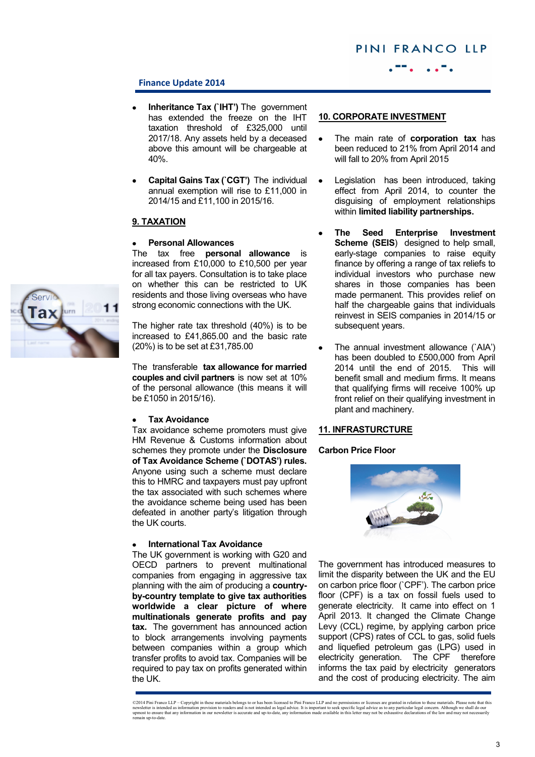- **Inheritance Tax (`IHT')** The government has extended the freeze on the IHT taxation threshold of £325,000 until 2017/18. Any assets held by a deceased above this amount will be chargeable at 40%.

- **Capital Gains Tax (`CGT')** The individual annual exemption will rise to £11,000 in 2014/15 and £11,100 in 2015/16.

## 9. TAXATION

- **Personal Allowances**

The tax free **personal allowance** is increased from £10,000 to £10,500 per year for all tax payers. Consultation is to take place on whether this can be restricted to UK residents and those living overseas who have strong economic connections with the UK.

The higher rate tax threshold (40%) is to be increased to £41,865.00 and the basic rate (20%) is to be set at £31,785.00

The transferable **tax allowance for married couples and civil partners** is now set at 10% of the personal allowance (this means it will be £1050 in 2015/16).

- **Tax Avoidance**

Tax avoidance scheme promoters must give HM Revenue & Customs information about schemes they promote under the **Disclosure of Tax Avoidance Scheme (`DOTAS') rules.** Anyone using such a scheme must declare this to HMRC and taxpayers must pay upfront the tax associated with such schemes where the avoidance scheme being used has been defeated in another party's litigation through the UK courts.

- **International Tax Avoidance**

The UK government is working with G20 and OECD partners to prevent multinational companies from engaging in aggressive tax planning with the aim of producing a **country-by-country template to give tax authorities worldwide a clear picture of where multinationals generate profits and pay tax.** The government has announced action to block arrangements involving payments between companies within a group which transfer profits to avoid tax. Companies will be required to pay tax on profits generated within the UK.

## 10. CORPORATE INVESTMENT

- The main rate of **corporation tax** has been reduced to 21% from April 2014 and will fall to 20% from April 2015

- Legislation has been introduced, taking effect from April 2014, to counter the disguising of employment relationships within **limited liability partnerships.**

- **The Seed Enterprise Investment Scheme (SEIS)** designed to help small, early-stage companies to raise equity finance by offering a range of tax reliefs to individual investors who purchase new shares in those companies has been made permanent. This provides relief on half the chargeable gains that individuals reinvest in SEIS companies in 2014/15 or subsequent years.

- The annual investment allowance (`AIA') has been doubled to £500,000 from April 2014 until the end of 2015. This will benefit small and medium firms. It means that qualifying firms will receive 100% up front relief on their qualifying investment in plant and machinery.

## 11. INFRASTRUCTURE

**Carbon Price Floor**

The government has introduced measures to limit the disparity between the UK and the EU on carbon price floor (`CPF'). The carbon price floor (CPF) is a tax on fossil fuels used to generate electricity. It came into effect on 1 April 2013. It changed the Climate Change Levy (CCL) regime, by applying carbon price support (CPS) rates of CCL to gas, solid fuels and liquefied petroleum gas (LPG) used in electricity generation. The CPF therefore informs the tax paid by electricity generators and the cost of producing electricity. The aim

©2014 Pini Franco LLP – Copyright in these materials belongs to or has been licensed to Pini Franco LLP and no permissions or licenses are granted in relation to these materials. Please note that this newsletter is intended as information provision to readers and is not intended as legal advice. It is important to seek specific legal advice as to any particular legal concern. Although we shall do our upmost to ensure that any information in our newsletter is accurate and up-to-date, any information made available in this letter may not be exhaustive declarations of the law and may not necessarily remain up-to-date.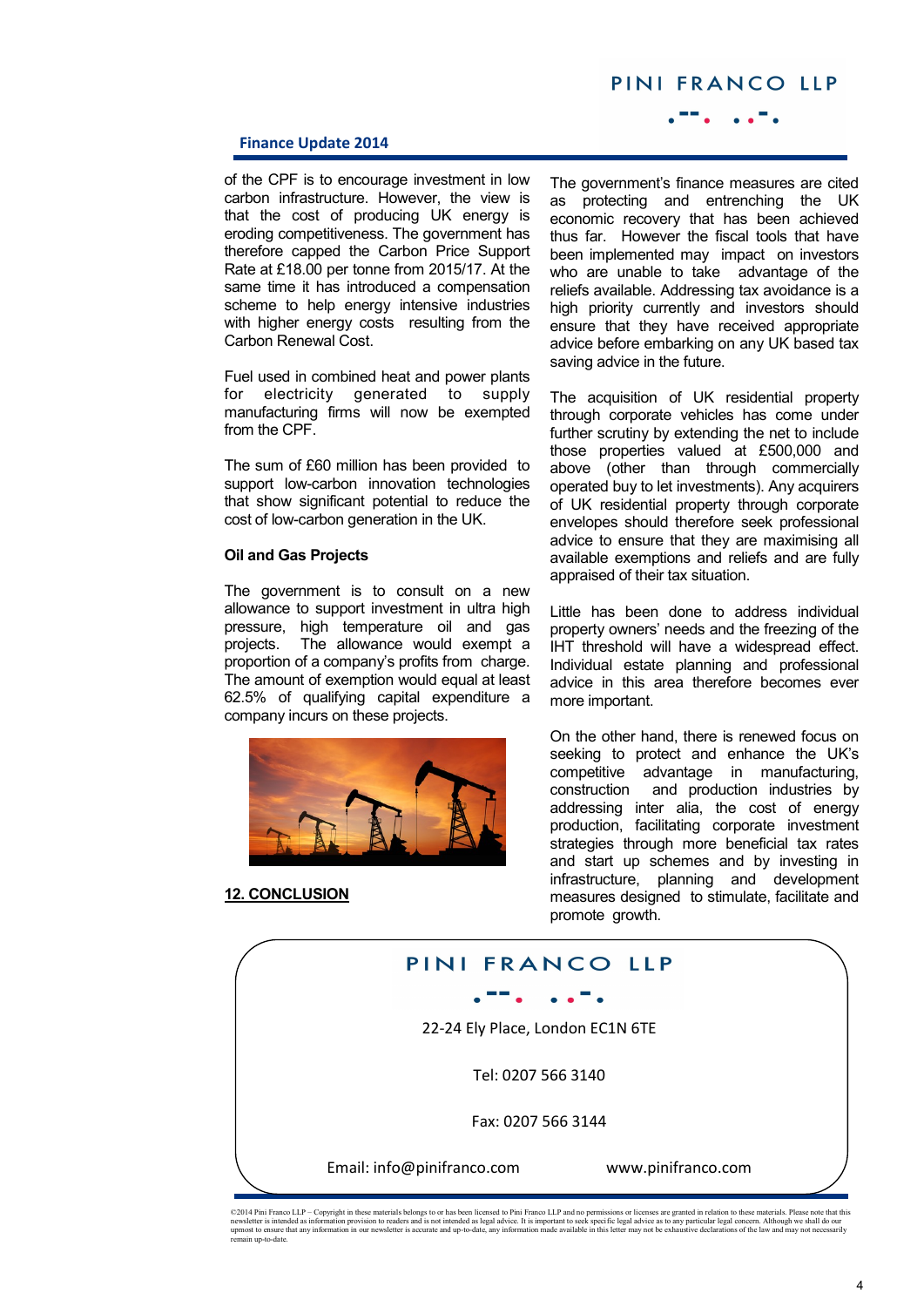of the CPF is to encourage investment in low carbon infrastructure. However, the view is that the cost of producing UK energy is eroding competitiveness. The government has therefore capped the Carbon Price Support Rate at £18.00 per tonne from 2015/17. At the same time it has introduced a compensation scheme to help energy intensive industries with higher energy costs resulting from the Carbon Renewal Cost.

Fuel used in combined heat and power plants for electricity generated to supply manufacturing firms will now be exempted from the CPF.

The sum of £60 million has been provided to support low-carbon innovation technologies that show significant potential to reduce the cost of low-carbon generation in the UK.

**Oil and Gas Projects**

The government is to consult on a new allowance to support investment in ultra high pressure, high temperature oil and gas projects. The allowance would exempt a proportion of a company's profits from charge. The amount of exemption would equal at least 62.5% of qualifying capital expenditure a company incurs on these projects.

## 12. CONCLUSION

The government's finance measures are cited as protecting and entrenching the UK economic recovery that has been achieved thus far. However the fiscal tools that have been implemented may impact on investors who are unable to take advantage of the reliefs available. Addressing tax avoidance is a high priority currently and investors should ensure that they have received appropriate advice before embarking on any UK based tax saving advice in the future.

The acquisition of UK residential property through corporate vehicles has come under further scrutiny by extending the net to include those properties valued at £500,000 and above (other than through commercially operated buy to let investments). Any acquirers of UK residential property through corporate envelopes should therefore seek professional advice to ensure that they are maximising all available exemptions and reliefs and are fully appraised of their tax situation.

Little has been done to address individual property owners' needs and the freezing of the IHT threshold will have a widespread effect. Individual estate planning and professional advice in this area therefore becomes ever more important.

On the other hand, there is renewed focus on seeking to protect and enhance the UK's competitive advantage in manufacturing, construction and production industries by addressing inter alia, the cost of energy production, facilitating corporate investment strategies through more beneficial tax rates and start up schemes and by investing in infrastructure, planning and development measures designed to stimulate, facilitate and promote growth.

**PINI FRANCO LLP**

22-24 Ely Place, London EC1N 6TE

Tel: 0207 566 3140

Fax: 0207 566 3144

Email: info@pinifranco.com www.pinifranco.com

©2014 Pini Franco LLP – Copyright in these materials belongs to or has been licensed to Pini Franco LLP and no permissions or licenses are granted in relation to these materials. Please note that this newsletter is intended as information provision to readers and is not intended as legal advice. It is important to seek specific legal advice as to any particular legal concern. Although we shall do our upmost to ensure that any information in our newsletter is accurate and up-to-date, any information made available in this letter may not be exhaustive declarations of the law and may not necessarily remain up-to-date.